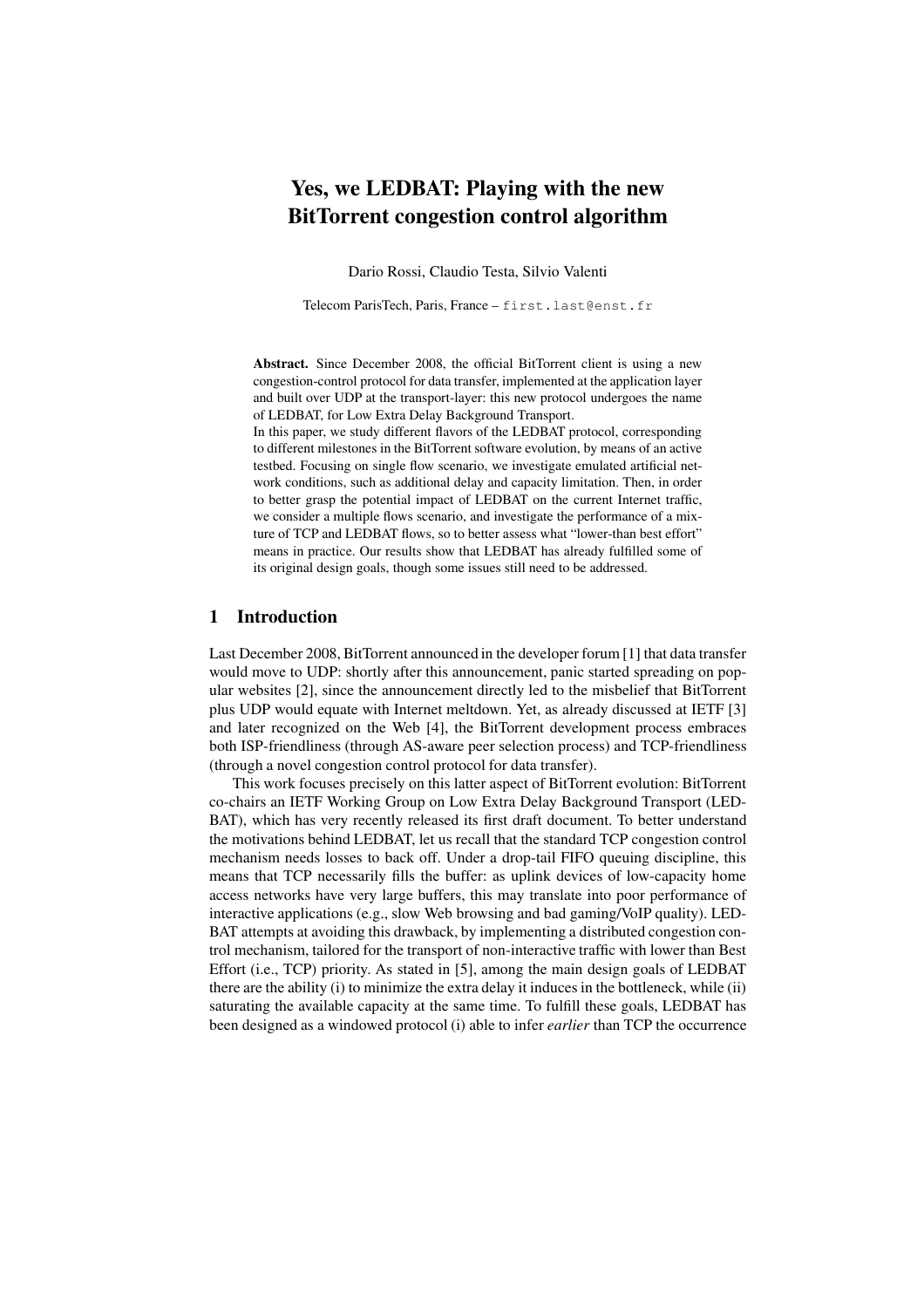# Yes, we LEDBAT: Playing with the new BitTorrent congestion control algorithm

Dario Rossi, Claudio Testa, Silvio Valenti

Telecom ParisTech, Paris, France – `first.last@enst.fr`

**Abstract.** Since December 2008, the official BitTorrent client is using a new congestion-control protocol for data transfer, implemented at the application layer and built over UDP at the transport-layer: this new protocol undergoes the name of LEDBAT, for Low Extra Delay Background Transport.
In this paper, we study different flavors of the LEDBAT protocol, corresponding to different milestones in the BitTorrent software evolution, by means of an active testbed. Focusing on single flow scenario, we investigate emulated artificial network conditions, such as additional delay and capacity limitation. Then, in order to better grasp the potential impact of LEDBAT on the current Internet traffic, we consider a multiple flows scenario, and investigate the performance of a mixture of TCP and LEDBAT flows, so to better assess what "lower-than best effort" means in practice. Our results show that LEDBAT has already fulfilled some of its original design goals, though some issues still need to be addressed.

## 1 Introduction

Last December 2008, BitTorrent announced in the developer forum [1] that data transfer would move to UDP: shortly after this announcement, panic started spreading on popular websites [2], since the announcement directly led to the misbelief that BitTorrent plus UDP would equate with Internet meltdown. Yet, as already discussed at IETF [3] and later recognized on the Web [4], the BitTorrent development process embraces both ISP-friendliness (through AS-aware peer selection process) and TCP-friendliness (through a novel congestion control protocol for data transfer).

This work focuses precisely on this latter aspect of BitTorrent evolution: BitTorrent co-chairs an IETF Working Group on Low Extra Delay Background Transport (LEDBAT), which has very recently released its first draft document. To better understand the motivations behind LEDBAT, let us recall that the standard TCP congestion control mechanism needs losses to back off. Under a drop-tail FIFO queuing discipline, this means that TCP necessarily fills the buffer: as uplink devices of low-capacity home access networks have very large buffers, this may translate into poor performance of interactive applications (e.g., slow Web browsing and bad gaming/VoIP quality). LEDBAT attempts at avoiding this drawback, by implementing a distributed congestion control mechanism, tailored for the transport of non-interactive traffic with lower than Best Effort (i.e., TCP) priority. As stated in [5], among the main design goals of LEDBAT there are the ability (i) to minimize the extra delay it induces in the bottleneck, while (ii) saturating the available capacity at the same time. To fulfill these goals, LEDBAT has been designed as a windowed protocol (i) able to infer *earlier* than TCP the occurrence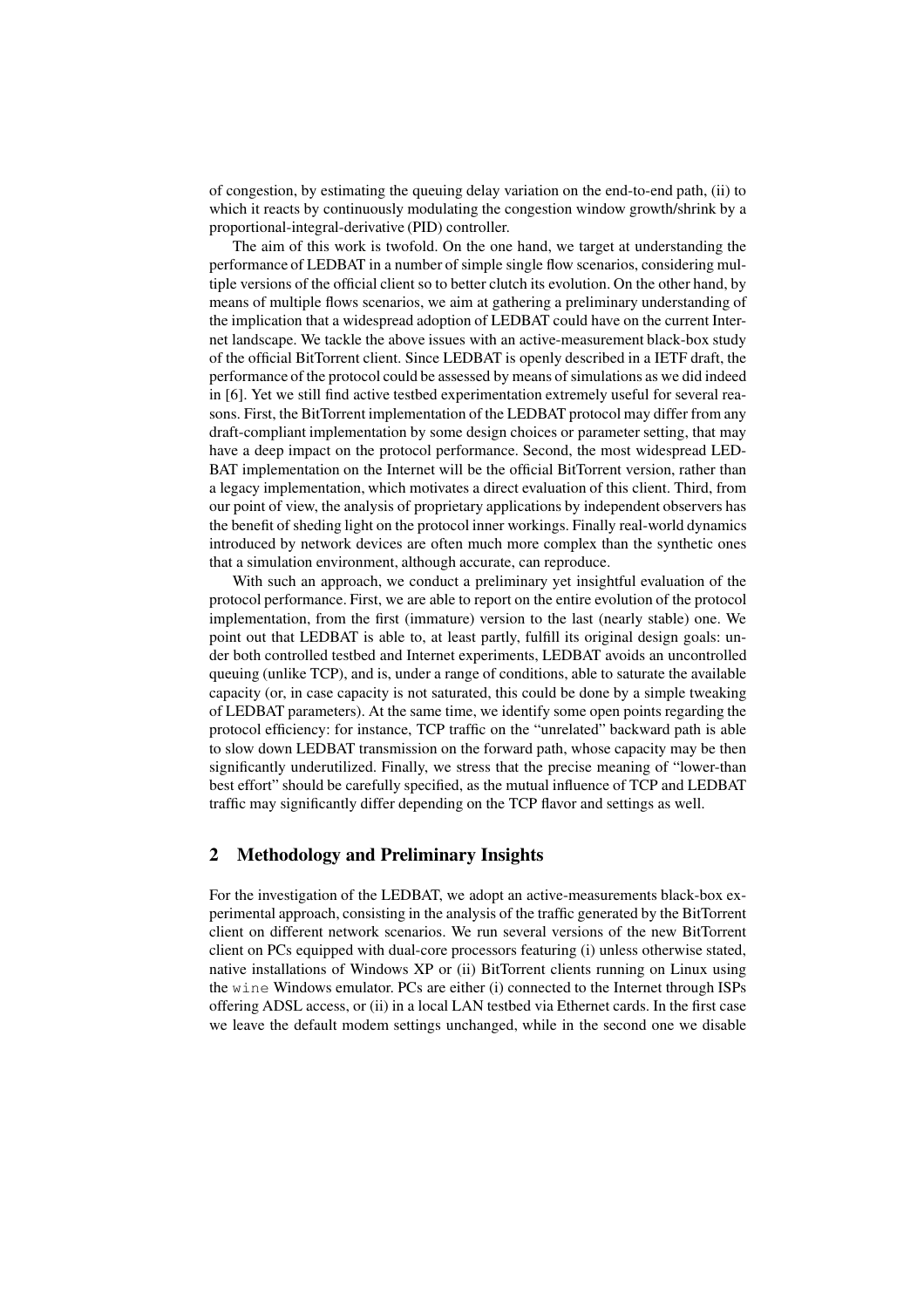of congestion, by estimating the queuing delay variation on the end-to-end path, (ii) to which it reacts by continuously modulating the congestion window growth/shrink by a proportional-integral-derivative (PID) controller.

The aim of this work is twofold. On the one hand, we target at understanding the performance of LEDBAT in a number of simple single flow scenarios, considering multiple versions of the official client so to better clutch its evolution. On the other hand, by means of multiple flows scenarios, we aim at gathering a preliminary understanding of the implication that a widespread adoption of LEDBAT could have on the current Internet landscape. We tackle the above issues with an active-measurement black-box study of the official BitTorrent client. Since LEDBAT is openly described in a IETF draft, the performance of the protocol could be assessed by means of simulations as we did indeed in [6]. Yet we still find active testbed experimentation extremely useful for several reasons. First, the BitTorrent implementation of the LEDBAT protocol may differ from any draft-compliant implementation by some design choices or parameter setting, that may have a deep impact on the protocol performance. Second, the most widespread LEDBAT implementation on the Internet will be the official BitTorrent version, rather than a legacy implementation, which motivates a direct evaluation of this client. Third, from our point of view, the analysis of proprietary applications by independent observers has the benefit of sheding light on the protocol inner workings. Finally real-world dynamics introduced by network devices are often much more complex than the synthetic ones that a simulation environment, although accurate, can reproduce.

With such an approach, we conduct a preliminary yet insightful evaluation of the protocol performance. First, we are able to report on the entire evolution of the protocol implementation, from the first (immature) version to the last (nearly stable) one. We point out that LEDBAT is able to, at least partly, fulfill its original design goals: under both controlled testbed and Internet experiments, LEDBAT avoids an uncontrolled queuing (unlike TCP), and is, under a range of conditions, able to saturate the available capacity (or, in case capacity is not saturated, this could be done by a simple tweaking of LEDBAT parameters). At the same time, we identify some open points regarding the protocol efficiency: for instance, TCP traffic on the "unrelated" backward path is able to slow down LEDBAT transmission on the forward path, whose capacity may be then significantly underutilized. Finally, we stress that the precise meaning of "lower-than best effort" should be carefully specified, as the mutual influence of TCP and LEDBAT traffic may significantly differ depending on the TCP flavor and settings as well.

## 2 Methodology and Preliminary Insights

For the investigation of the LEDBAT, we adopt an active-measurements black-box experimental approach, consisting in the analysis of the traffic generated by the BitTorrent client on different network scenarios. We run several versions of the new BitTorrent client on PCs equipped with dual-core processors featuring (i) unless otherwise stated, native installations of Windows XP or (ii) BitTorrent clients running on Linux using the `wine` Windows emulator. PCs are either (i) connected to the Internet through ISPs offering ADSL access, or (ii) in a local LAN testbed via Ethernet cards. In the first case we leave the default modem settings unchanged, while in the second one we disable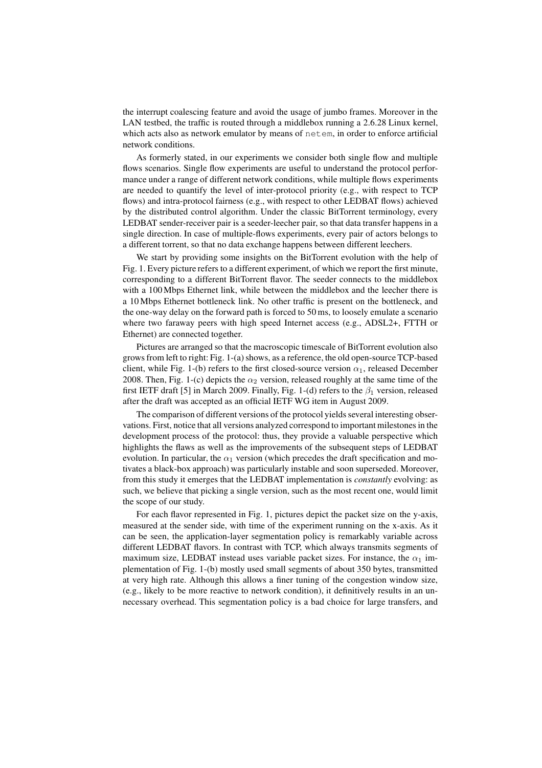the interrupt coalescing feature and avoid the usage of jumbo frames. Moreover in the LAN testbed, the traffic is routed through a middlebox running a 2.6.28 Linux kernel, which acts also as network emulator by means of `netem`, in order to enforce artificial network conditions.

As formerly stated, in our experiments we consider both single flow and multiple flows scenarios. Single flow experiments are useful to understand the protocol performance under a range of different network conditions, while multiple flows experiments are needed to quantify the level of inter-protocol priority (e.g., with respect to TCP flows) and intra-protocol fairness (e.g., with respect to other LEDBAT flows) achieved by the distributed control algorithm. Under the classic BitTorrent terminology, every LEDBAT sender-receiver pair is a seeder-leecher pair, so that data transfer happens in a single direction. In case of multiple-flows experiments, every pair of actors belongs to a different torrent, so that no data exchange happens between different leechers.

We start by providing some insights on the BitTorrent evolution with the help of Fig. 1. Every picture refers to a different experiment, of which we report the first minute, corresponding to a different BitTorrent flavor. The seeder connects to the middlebox with a 100 Mbps Ethernet link, while between the middlebox and the leecher there is a 10 Mbps Ethernet bottleneck link. No other traffic is present on the bottleneck, and the one-way delay on the forward path is forced to 50 ms, to loosely emulate a scenario where two faraway peers with high speed Internet access (e.g., ADSL2+, FTTH or Ethernet) are connected together.

Pictures are arranged so that the macroscopic timescale of BitTorrent evolution also grows from left to right: Fig. 1-(a) shows, as a reference, the old open-source TCP-based client, while Fig. 1-(b) refers to the first closed-source version $\alpha_1$, released December 2008. Then, Fig. 1-(c) depicts the $\alpha_2$ version, released roughly at the same time of the first IETF draft [5] in March 2009. Finally, Fig. 1-(d) refers to the $\beta_1$ version, released after the draft was accepted as an official IETF WG item in August 2009.

The comparison of different versions of the protocol yields several interesting observations. First, notice that all versions analyzed correspond to important milestones in the development process of the protocol: thus, they provide a valuable perspective which highlights the flaws as well as the improvements of the subsequent steps of LEDBAT evolution. In particular, the $\alpha_1$ version (which precedes the draft specification and motivates a black-box approach) was particularly instable and soon superseded. Moreover, from this study it emerges that the LEDBAT implementation is *constantly* evolving: as such, we believe that picking a single version, such as the most recent one, would limit the scope of our study.

For each flavor represented in Fig. 1, pictures depict the packet size on the y-axis, measured at the sender side, with time of the experiment running on the x-axis. As it can be seen, the application-layer segmentation policy is remarkably variable across different LEDBAT flavors. In contrast with TCP, which always transmits segments of maximum size, LEDBAT instead uses variable packet sizes. For instance, the $\alpha_1$ implementation of Fig. 1-(b) mostly used small segments of about 350 bytes, transmitted at very high rate. Although this allows a finer tuning of the congestion window size, (e.g., likely to be more reactive to network condition), it definitively results in an unnecessary overhead. This segmentation policy is a bad choice for large transfers, and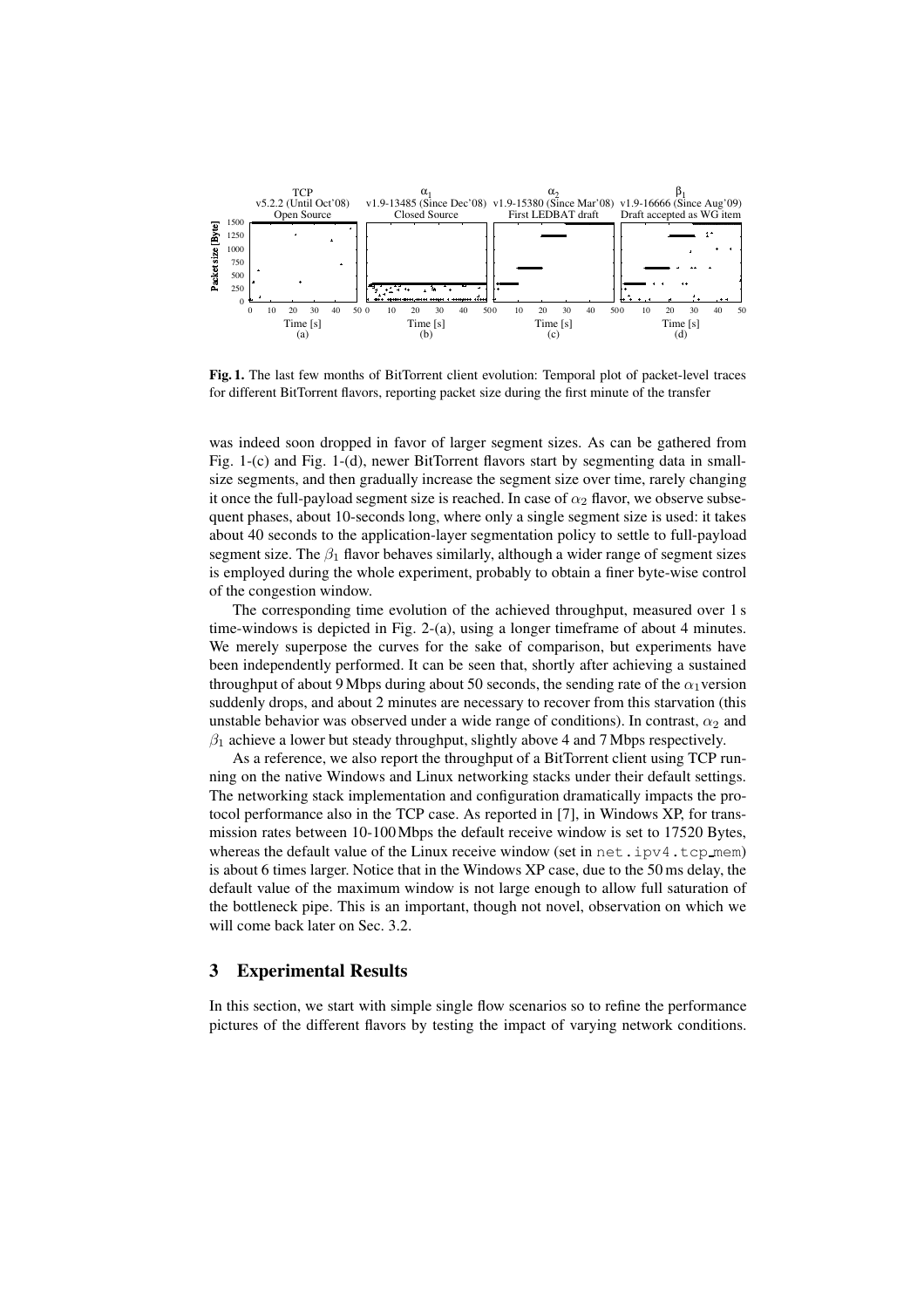**Fig. 1.** The last few months of BitTorrent client evolution: Temporal plot of packet-level traces for different BitTorrent flavors, reporting packet size during the first minute of the transfer

was indeed soon dropped in favor of larger segment sizes. As can be gathered from Fig. 1-(c) and Fig. 1-(d), newer BitTorrent flavors start by segmenting data in small-size segments, and then gradually increase the segment size over time, rarely changing it once the full-payload segment size is reached. In case of $\alpha_2$ flavor, we observe subsequent phases, about 10-seconds long, where only a single segment size is used: it takes about 40 seconds to the application-layer segmentation policy to settle to full-payload segment size. The $\beta_1$ flavor behaves similarly, although a wider range of segment sizes is employed during the whole experiment, probably to obtain a finer byte-wise control of the congestion window.

The corresponding time evolution of the achieved throughput, measured over 1 s time-windows is depicted in Fig. 2-(a), using a longer timeframe of about 4 minutes. We merely superpose the curves for the sake of comparison, but experiments have been independently performed. It can be seen that, shortly after achieving a sustained throughput of about 9 Mbps during about 50 seconds, the sending rate of the $\alpha_1$ version suddenly drops, and about 2 minutes are necessary to recover from this starvation (this unstable behavior was observed under a wide range of conditions). In contrast, $\alpha_2$ and $\beta_1$ achieve a lower but steady throughput, slightly above 4 and 7 Mbps respectively.

As a reference, we also report the throughput of a BitTorrent client using TCP running on the native Windows and Linux networking stacks under their default settings. The networking stack implementation and configuration dramatically impacts the protocol performance also in the TCP case. As reported in [7], in Windows XP, for transmission rates between 10-100 Mbps the default receive window is set to 17520 Bytes, whereas the default value of the Linux receive window (set in `net.ipv4.tcp_mem`) is about 6 times larger. Notice that in the Windows XP case, due to the 50 ms delay, the default value of the maximum window is not large enough to allow full saturation of the bottleneck pipe. This is an important, though not novel, observation on which we will come back later on Sec. 3.2.

## 3 Experimental Results

In this section, we start with simple single flow scenarios so to refine the performance pictures of the different flavors by testing the impact of varying network conditions.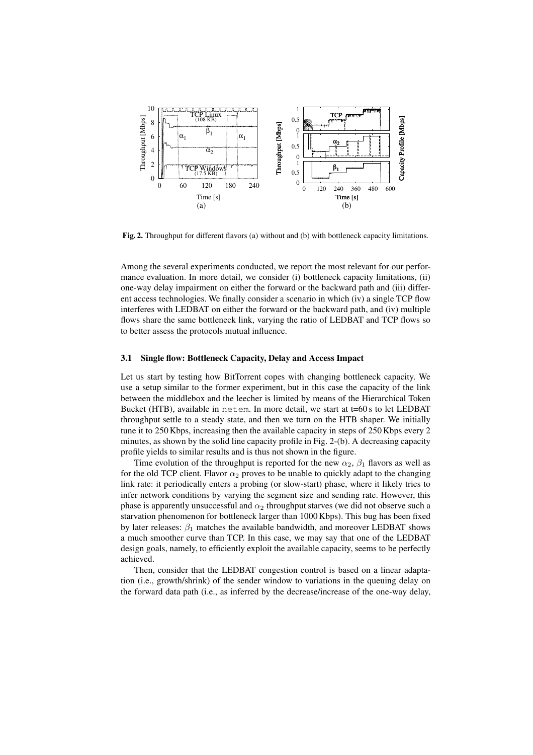**Fig. 2.** Throughput for different flavors (a) without and (b) with bottleneck capacity limitations.

Among the several experiments conducted, we report the most relevant for our performance evaluation. In more detail, we consider (i) bottleneck capacity limitations, (ii) one-way delay impairment on either the forward or the backward path and (iii) different access technologies. We finally consider a scenario in which (iv) a single TCP flow interferes with LEDBAT on either the forward or the backward path, and (iv) multiple flows share the same bottleneck link, varying the ratio of LEDBAT and TCP flows so to better assess the protocols mutual influence.

### 3.1 Single flow: Bottleneck Capacity, Delay and Access Impact

Let us start by testing how BitTorrent copes with changing bottleneck capacity. We use a setup similar to the former experiment, but in this case the capacity of the link between the middlebox and the leecher is limited by means of the Hierarchical Token Bucket (HTB), available in `netem`. In more detail, we start at t=60 s to let LEDBAT throughput settle to a steady state, and then we turn on the HTB shaper. We initially tune it to 250 Kbps, increasing then the available capacity in steps of 250 Kbps every 2 minutes, as shown by the solid line capacity profile in Fig. 2-(b). A decreasing capacity profile yields to similar results and is thus not shown in the figure.

Time evolution of the throughput is reported for the new $\alpha_2$, $\beta_1$ flavors as well as for the old TCP client. Flavor $\alpha_2$ proves to be unable to quickly adapt to the changing link rate: it periodically enters a probing (or slow-start) phase, where it likely tries to infer network conditions by varying the segment size and sending rate. However, this phase is apparently unsuccessful and $\alpha_2$ throughput starves (we did not observe such a starvation phenomenon for bottleneck larger than 1000 Kbps). This bug has been fixed by later releases: $\beta_1$ matches the available bandwidth, and moreover LEDBAT shows a much smoother curve than TCP. In this case, we may say that one of the LEDBAT design goals, namely, to efficiently exploit the available capacity, seems to be perfectly achieved.

Then, consider that the LEDBAT congestion control is based on a linear adaptation (i.e., growth/shrink) of the sender window to variations in the queuing delay on the forward data path (i.e., as inferred by the decrease/increase of the one-way delay,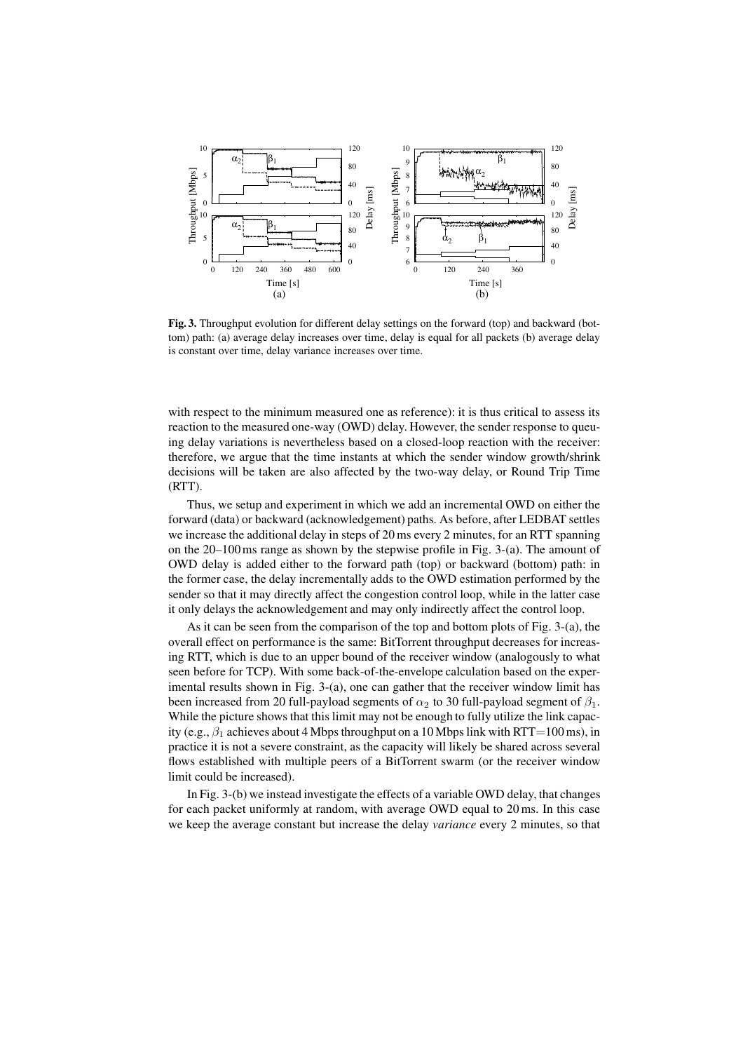**Fig. 3.** Throughput evolution for different delay settings on the forward (top) and backward (bottom) path: (a) average delay increases over time, delay is equal for all packets (b) average delay is constant over time, delay variance increases over time.

with respect to the minimum measured one as reference): it is thus critical to assess its reaction to the measured one-way (OWD) delay. However, the sender response to queuing delay variations is nevertheless based on a closed-loop reaction with the receiver: therefore, we argue that the time instants at which the sender window growth/shrink decisions will be taken are also affected by the two-way delay, or Round Trip Time (RTT).

Thus, we setup and experiment in which we add an incremental OWD on either the forward (data) or backward (acknowledgement) paths. As before, after LEDBAT settles we increase the additional delay in steps of 20 ms every 2 minutes, for an RTT spanning on the 20–100 ms range as shown by the stepwise profile in Fig. 3-(a). The amount of OWD delay is added either to the forward path (top) or backward (bottom) path: in the former case, the delay incrementally adds to the OWD estimation performed by the sender so that it may directly affect the congestion control loop, while in the latter case it only delays the acknowledgement and may only indirectly affect the control loop.

As it can be seen from the comparison of the top and bottom plots of Fig. 3-(a), the overall effect on performance is the same: BitTorrent throughput decreases for increasing RTT, which is due to an upper bound of the receiver window (analogously to what seen before for TCP). With some back-of-the-envelope calculation based on the experimental results shown in Fig. 3-(a), one can gather that the receiver window limit has been increased from 20 full-payload segments of $\alpha_2$ to 30 full-payload segment of $\beta_1$. While the picture shows that this limit may not be enough to fully utilize the link capacity (e.g., $\beta_1$ achieves about 4 Mbps throughput on a 10 Mbps link with RTT=100 ms), in practice it is not a severe constraint, as the capacity will likely be shared across several flows established with multiple peers of a BitTorrent swarm (or the receiver window limit could be increased).

In Fig. 3-(b) we instead investigate the effects of a variable OWD delay, that changes for each packet uniformly at random, with average OWD equal to 20 ms. In this case we keep the average constant but increase the delay *variance* every 2 minutes, so that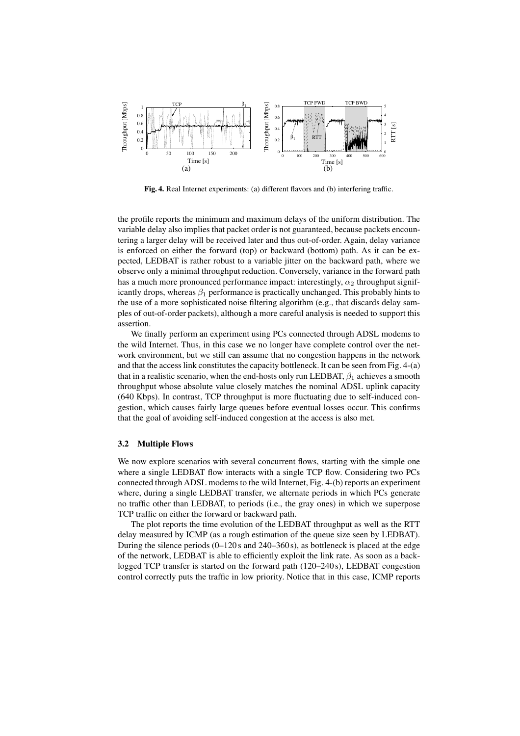**Fig. 4.** Real Internet experiments: (a) different flavors and (b) interfering traffic.

the profile reports the minimum and maximum delays of the uniform distribution. The variable delay also implies that packet order is not guaranteed, because packets encountering a larger delay will be received later and thus out-of-order. Again, delay variance is enforced on either the forward (top) or backward (bottom) path. As it can be expected, LEDBAT is rather robust to a variable jitter on the backward path, where we observe only a minimal throughput reduction. Conversely, variance in the forward path has a much more pronounced performance impact: interestingly, $\alpha_2$ throughput significantly drops, whereas $\beta_1$ performance is practically unchanged. This probably hints to the use of a more sophisticated noise filtering algorithm (e.g., that discards delay samples of out-of-order packets), although a more careful analysis is needed to support this assertion.

We finally perform an experiment using PCs connected through ADSL modems to the wild Internet. Thus, in this case we no longer have complete control over the network environment, but we still can assume that no congestion happens in the network and that the access link constitutes the capacity bottleneck. It can be seen from Fig. 4-(a) that in a realistic scenario, when the end-hosts only run LEDBAT, $\beta_1$ achieves a smooth throughput whose absolute value closely matches the nominal ADSL uplink capacity (640 Kbps). In contrast, TCP throughput is more fluctuating due to self-induced congestion, which causes fairly large queues before eventual losses occur. This confirms that the goal of avoiding self-induced congestion at the access is also met.

### 3.2 Multiple Flows

We now explore scenarios with several concurrent flows, starting with the simple one where a single LEDBAT flow interacts with a single TCP flow. Considering two PCs connected through ADSL modems to the wild Internet, Fig. 4-(b) reports an experiment where, during a single LEDBAT transfer, we alternate periods in which PCs generate no traffic other than LEDBAT, to periods (i.e., the gray ones) in which we superpose TCP traffic on either the forward or backward path.

The plot reports the time evolution of the LEDBAT throughput as well as the RTT delay measured by ICMP (as a rough estimation of the queue size seen by LEDBAT). During the silence periods (0–120 s and 240–360 s), as bottleneck is placed at the edge of the network, LEDBAT is able to efficiently exploit the link rate. As soon as a backlogged TCP transfer is started on the forward path (120–240 s), LEDBAT congestion control correctly puts the traffic in low priority. Notice that in this case, ICMP reports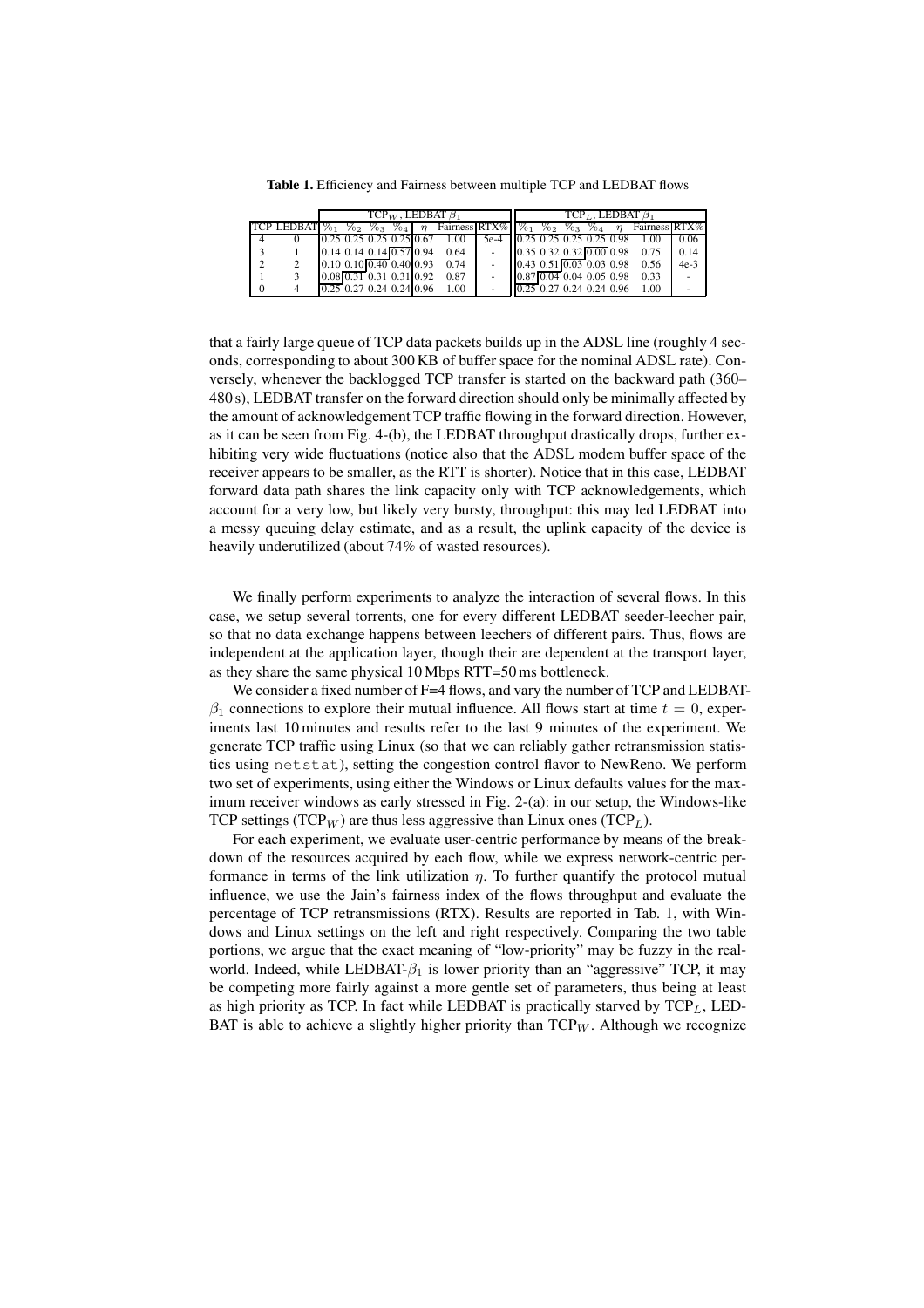**Table 1.** Efficiency and Fairness between multiple TCP and LEDBAT flows

| | | TCP$_W$, LEDBAT $\beta_1$ | | | | | | | TCP$_L$, LEDBAT $\beta_1$ | | | | | | |
|---|---|---|---|---|---|---|---|---|---|---|---|---|---|---|---|
| TCP | LEDBAT | %$_1$ | %$_2$ | %$_3$ | %$_4$ | $\eta$ | Fairness | RTX% | %$_1$ | %$_2$ | %$_3$ | %$_4$ | $\eta$ | Fairness | RTX% |
| 4 | 0 | 0.25 | 0.25 | 0.25 | 0.25 | 0.67 | 1.00 | 5e-4 | 0.25 | 0.25 | 0.25 | 0.25 | 0.98 | 1.00 | 0.06 |
| 3 | 1 | 0.14 | 0.14 | 0.14 | 0.57 | 0.94 | 0.64 | - | 0.35 | 0.32 | 0.32 | 0.00 | 0.98 | 0.75 | 0.14 |
| 2 | 2 | 0.10 | 0.10 | 0.40 | 0.40 | 0.93 | 0.74 | - | 0.43 | 0.51 | 0.03 | 0.03 | 0.98 | 0.56 | 4e-3 |
| 1 | 3 | 0.08 | 0.31 | 0.31 | 0.31 | 0.92 | 0.87 | - | 0.87 | 0.04 | 0.04 | 0.05 | 0.98 | 0.33 | - |
| 0 | 4 | 0.25 | 0.27 | 0.24 | 0.24 | 0.96 | 1.00 | - | 0.25 | 0.27 | 0.24 | 0.24 | 0.96 | 1.00 | - |

that a fairly large queue of TCP data packets builds up in the ADSL line (roughly 4 seconds, corresponding to about 300 KB of buffer space for the nominal ADSL rate). Conversely, whenever the backlogged TCP transfer is started on the backward path (360–480 s), LEDBAT transfer on the forward direction should only be minimally affected by the amount of acknowledgement TCP traffic flowing in the forward direction. However, as it can be seen from Fig. 4-(b), the LEDBAT throughput drastically drops, further exhibiting very wide fluctuations (notice also that the ADSL modem buffer space of the receiver appears to be smaller, as the RTT is shorter). Notice that in this case, LEDBAT forward data path shares the link capacity only with TCP acknowledgements, which account for a very low, but likely very bursty, throughput: this may led LEDBAT into a messy queuing delay estimate, and as a result, the uplink capacity of the device is heavily underutilized (about 74% of wasted resources).

We finally perform experiments to analyze the interaction of several flows. In this case, we setup several torrents, one for every different LEDBAT seeder-leecher pair, so that no data exchange happens between leechers of different pairs. Thus, flows are independent at the application layer, though their are dependent at the transport layer, as they share the same physical 10 Mbps RTT=50 ms bottleneck.

We consider a fixed number of F=4 flows, and vary the number of TCP and LEDBAT-$\beta_1$ connections to explore their mutual influence. All flows start at time $t = 0$, experiments last 10 minutes and results refer to the last 9 minutes of the experiment. We generate TCP traffic using Linux (so that we can reliably gather retransmission statistics using `netstat`), setting the congestion control flavor to NewReno. We perform two set of experiments, using either the Windows or Linux defaults values for the maximum receiver windows as early stressed in Fig. 2-(a): in our setup, the Windows-like TCP settings (TCP$_W$) are thus less aggressive than Linux ones (TCP$_L$).

For each experiment, we evaluate user-centric performance by means of the breakdown of the resources acquired by each flow, while we express network-centric performance in terms of the link utilization $\eta$. To further quantify the protocol mutual influence, we use the Jain's fairness index of the flows throughput and evaluate the percentage of TCP retransmissions (RTX). Results are reported in Tab. 1, with Windows and Linux settings on the left and right respectively. Comparing the two table portions, we argue that the exact meaning of "low-priority" may be fuzzy in the real-world. Indeed, while LEDBAT-$\beta_1$ is lower priority than an "aggressive" TCP, it may be competing more fairly against a more gentle set of parameters, thus being at least as high priority as TCP. In fact while LEDBAT is practically starved by TCP$_L$, LEDBAT is able to achieve a slightly higher priority than TCP$_W$. Although we recognize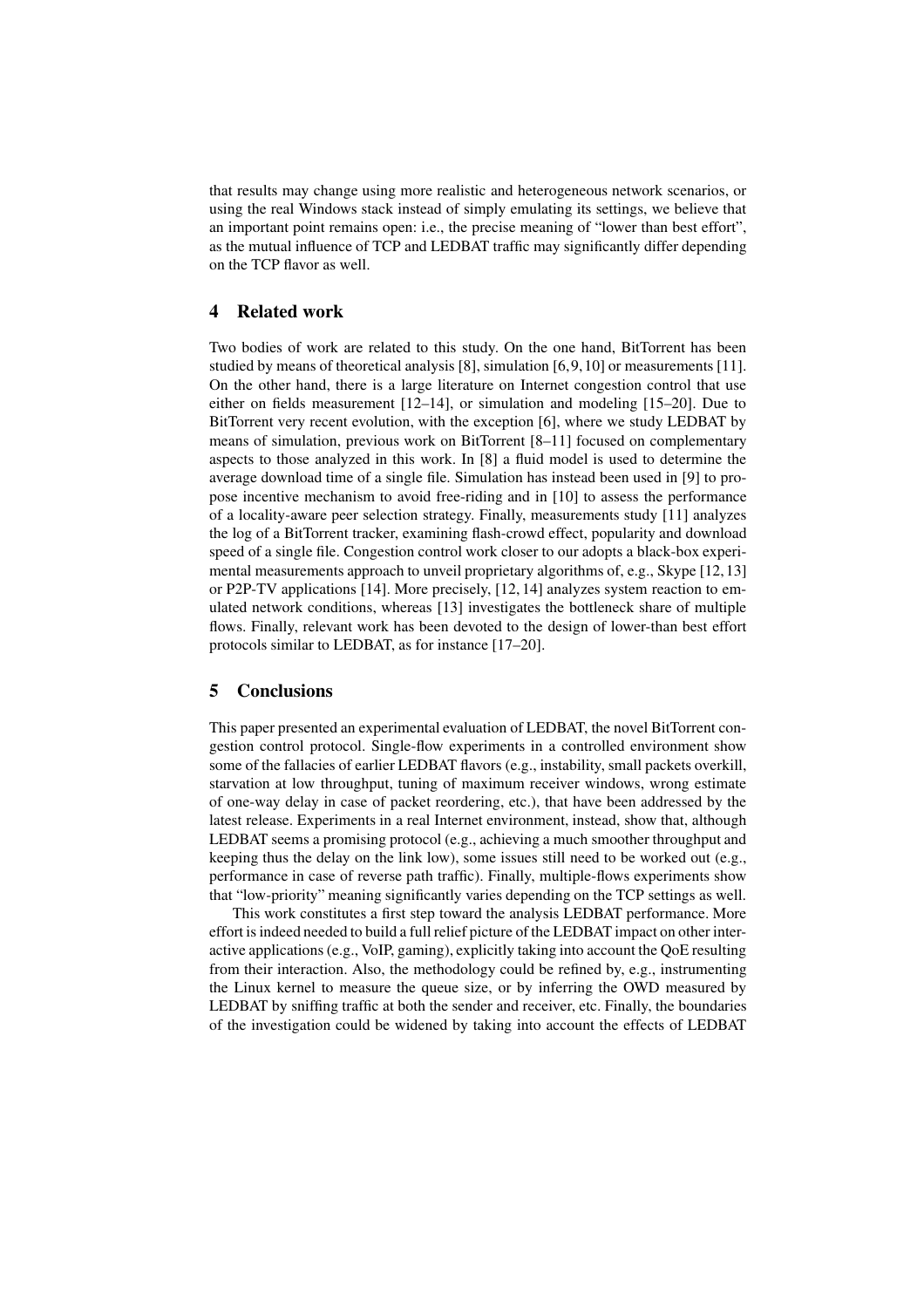that results may change using more realistic and heterogeneous network scenarios, or using the real Windows stack instead of simply emulating its settings, we believe that an important point remains open: i.e., the precise meaning of "lower than best effort", as the mutual influence of TCP and LEDBAT traffic may significantly differ depending on the TCP flavor as well.

## 4 Related work

Two bodies of work are related to this study. On the one hand, BitTorrent has been studied by means of theoretical analysis [8], simulation [6, 9, 10] or measurements [11]. On the other hand, there is a large literature on Internet congestion control that use either on fields measurement [12–14], or simulation and modeling [15–20]. Due to BitTorrent very recent evolution, with the exception [6], where we study LEDBAT by means of simulation, previous work on BitTorrent [8–11] focused on complementary aspects to those analyzed in this work. In [8] a fluid model is used to determine the average download time of a single file. Simulation has instead been used in [9] to propose incentive mechanism to avoid free-riding and in [10] to assess the performance of a locality-aware peer selection strategy. Finally, measurements study [11] analyzes the log of a BitTorrent tracker, examining flash-crowd effect, popularity and download speed of a single file. Congestion control work closer to our adopts a black-box experimental measurements approach to unveil proprietary algorithms of, e.g., Skype [12, 13] or P2P-TV applications [14]. More precisely, [12, 14] analyzes system reaction to emulated network conditions, whereas [13] investigates the bottleneck share of multiple flows. Finally, relevant work has been devoted to the design of lower-than best effort protocols similar to LEDBAT, as for instance [17–20].

## 5 Conclusions

This paper presented an experimental evaluation of LEDBAT, the novel BitTorrent congestion control protocol. Single-flow experiments in a controlled environment show some of the fallacies of earlier LEDBAT flavors (e.g., instability, small packets overkill, starvation at low throughput, tuning of maximum receiver windows, wrong estimate of one-way delay in case of packet reordering, etc.), that have been addressed by the latest release. Experiments in a real Internet environment, instead, show that, although LEDBAT seems a promising protocol (e.g., achieving a much smoother throughput and keeping thus the delay on the link low), some issues still need to be worked out (e.g., performance in case of reverse path traffic). Finally, multiple-flows experiments show that "low-priority" meaning significantly varies depending on the TCP settings as well.

This work constitutes a first step toward the analysis LEDBAT performance. More effort is indeed needed to build a full relief picture of the LEDBAT impact on other interactive applications (e.g., VoIP, gaming), explicitly taking into account the QoE resulting from their interaction. Also, the methodology could be refined by, e.g., instrumenting the Linux kernel to measure the queue size, or by inferring the OWD measured by LEDBAT by sniffing traffic at both the sender and receiver, etc. Finally, the boundaries of the investigation could be widened by taking into account the effects of LEDBAT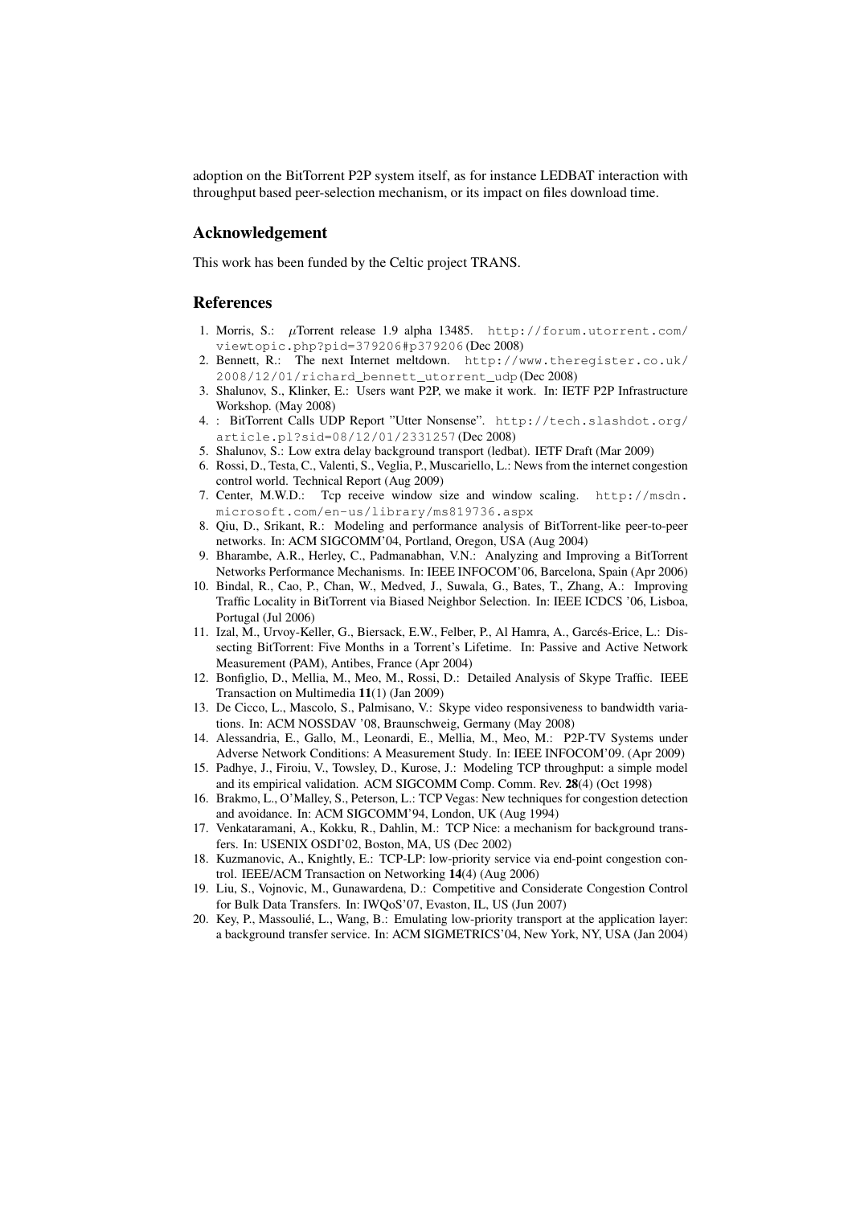adoption on the BitTorrent P2P system itself, as for instance LEDBAT interaction with throughput based peer-selection mechanism, or its impact on files download time.

## Acknowledgement

This work has been funded by the Celtic project TRANS.

## References

1. Morris, S.: $\mu$Torrent release 1.9 alpha 13485. http://forum.utorrent.com/viewtopic.php?pid=379206#p379206 (Dec 2008)
2. Bennett, R.: The next Internet meltdown. http://www.theregister.co.uk/2008/12/01/richard_bennett_utorrent_udp (Dec 2008)
3. Shalunov, S., Klinker, E.: Users want P2P, we make it work. In: IETF P2P Infrastructure Workshop. (May 2008)
4. : BitTorrent Calls UDP Report "Utter Nonsense". http://tech.slashdot.org/article.pl?sid=08/12/01/2331257 (Dec 2008)
5. Shalunov, S.: Low extra delay background transport (ledbat). IETF Draft (Mar 2009)
6. Rossi, D., Testa, C., Valenti, S., Veglia, P., Muscariello, L.: News from the internet congestion control world. Technical Report (Aug 2009)
7. Center, M.W.D.: Tcp receive window size and window scaling. http://msdn.microsoft.com/en-us/library/ms819736.aspx
8. Qiu, D., Srikant, R.: Modeling and performance analysis of BitTorrent-like peer-to-peer networks. In: ACM SIGCOMM'04, Portland, Oregon, USA (Aug 2004)
9. Bharambe, A.R., Herley, C., Padmanabhan, V.N.: Analyzing and Improving a BitTorrent Networks Performance Mechanisms. In: IEEE INFOCOM'06, Barcelona, Spain (Apr 2006)
10. Bindal, R., Cao, P., Chan, W., Medved, J., Suwala, G., Bates, T., Zhang, A.: Improving Traffic Locality in BitTorrent via Biased Neighbor Selection. In: IEEE ICDCS '06, Lisboa, Portugal (Jul 2006)
11. Izal, M., Urvoy-Keller, G., Biersack, E.W., Felber, P., Al Hamra, A., Garcés-Erice, L.: Dissecting BitTorrent: Five Months in a Torrent's Lifetime. In: Passive and Active Network Measurement (PAM), Antibes, France (Apr 2004)
12. Bonfiglio, D., Mellia, M., Meo, M., Rossi, D.: Detailed Analysis of Skype Traffic. IEEE Transaction on Multimedia **11**(1) (Jan 2009)
13. De Cicco, L., Mascolo, S., Palmisano, V.: Skype video responsiveness to bandwidth variations. In: ACM NOSSDAV '08, Braunschweig, Germany (May 2008)
14. Alessandria, E., Gallo, M., Leonardi, E., Mellia, M., Meo, M.: P2P-TV Systems under Adverse Network Conditions: A Measurement Study. In: IEEE INFOCOM'09. (Apr 2009)
15. Padhye, J., Firoiu, V., Towsley, D., Kurose, J.: Modeling TCP throughput: a simple model and its empirical validation. ACM SIGCOMM Comp. Comm. Rev. **28**(4) (Oct 1998)
16. Brakmo, L., O'Malley, S., Peterson, L.: TCP Vegas: New techniques for congestion detection and avoidance. In: ACM SIGCOMM'94, London, UK (Aug 1994)
17. Venkataramani, A., Kokku, R., Dahlin, M.: TCP Nice: a mechanism for background transfers. In: USENIX OSDI'02, Boston, MA, US (Dec 2002)
18. Kuzmanovic, A., Knightly, E.: TCP-LP: low-priority service via end-point congestion control. IEEE/ACM Transaction on Networking **14**(4) (Aug 2006)
19. Liu, S., Vojnovic, M., Gunawardena, D.: Competitive and Considerate Congestion Control for Bulk Data Transfers. In: IWQoS'07, Evaston, IL, US (Jun 2007)
20. Key, P., Massoulié, L., Wang, B.: Emulating low-priority transport at the application layer: a background transfer service. In: ACM SIGMETRICS'04, New York, NY, USA (Jan 2004)